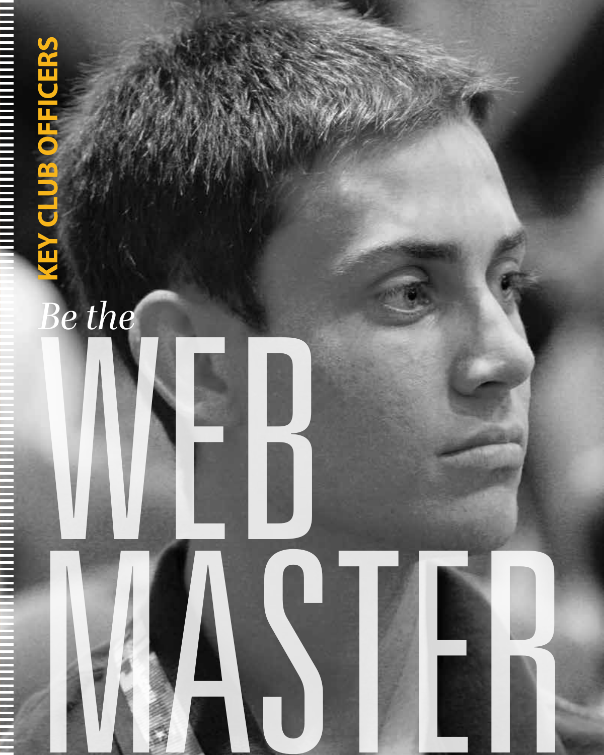KEY CLUB OFFICERS

# *Be the* WEB MASTER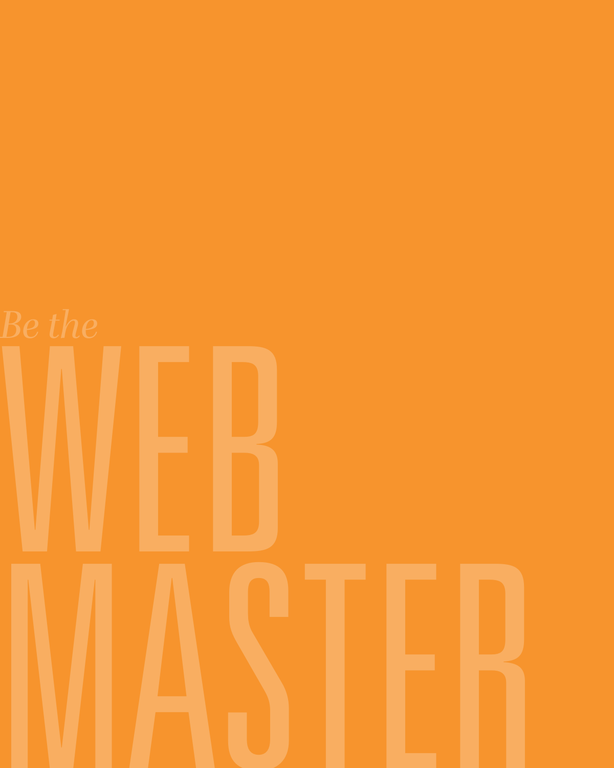*Be the*

# WEB MASTER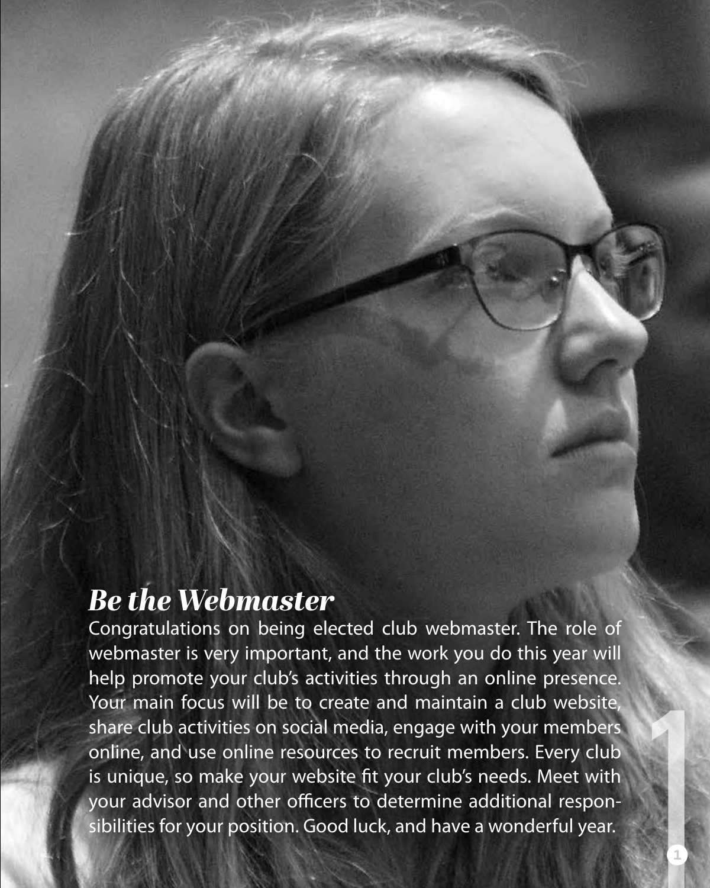## *Be the Webmaster*

Congratulations on being elected club webmaster. The role of webmaster is very important, and the work you do this year will help promote your club's activities through an online presence. Your main focus will be to create and maintain a club website, share club activities on social media, engage with your members online, and use online resources to recruit members. Every club is unique, so make your website fit your club's needs. Meet with your advisor and other officers to determine additional responsibilities for your position. Good luck, and have a wonderful year.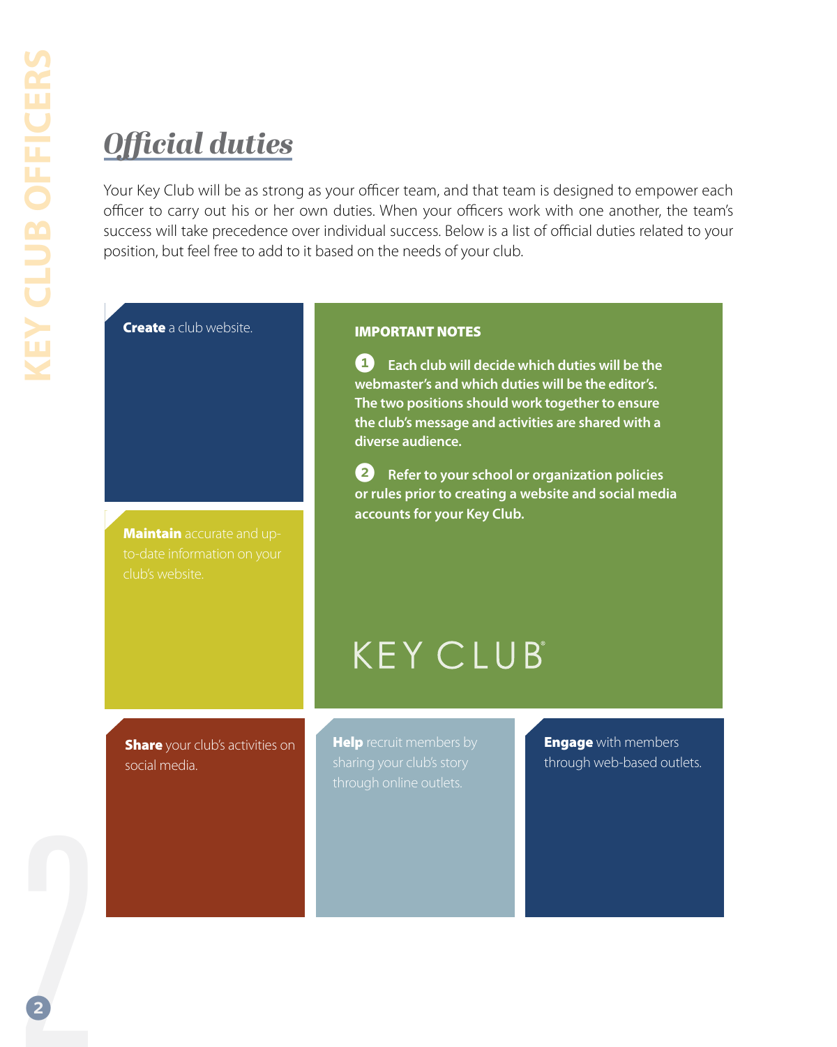## *Official duties*

Your Key Club will be as strong as your officer team, and that team is designed to empower each officer to carry out his or her own duties. When your officers work with one another, the team's success will take precedence over individual success. Below is a list of official duties related to your position, but feel free to add to it based on the needs of your club.

**Create** a club website.

**Maintain** accurate and up-to-date information on your club's website.

**IMPORTANT NOTES**

1. **Each club will decide which duties will be the webmaster's and which duties will be the editor's. The two positions should work together to ensure the club's message and activities are shared with a diverse audience.**

2. **Refer to your school or organization policies or rules prior to creating a website and social media accounts for your Key Club.**

KEY CLUB®

**Share** your club's activities on social media.

**Help** recruit members by sharing your club's story through online outlets.

**Engage** with members through web-based outlets.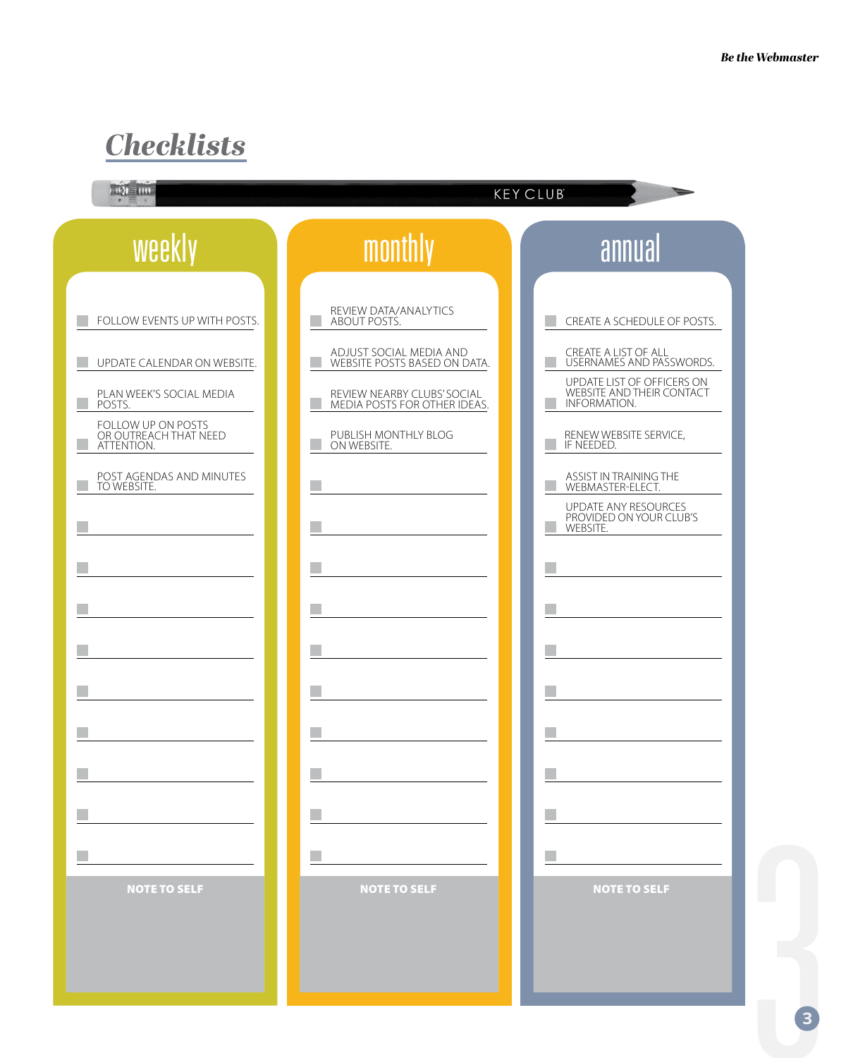# Checklists

KEY CLUB

## weekly

- [ ] FOLLOW EVENTS UP WITH POSTS.
- [ ] UPDATE CALENDAR ON WEBSITE.
- [ ] PLAN WEEK'S SOCIAL MEDIA POSTS.
- [ ] FOLLOW UP ON POSTS OR OUTREACH THAT NEED ATTENTION.
- [ ] POST AGENDAS AND MINUTES TO WEBSITE.
- [ ] 
- [ ] 
- [ ] 
- [ ] 
- [ ] 
- [ ] 
- [ ] 
- [ ] 
- [ ] 

**NOTE TO SELF**

## monthly

- [ ] REVIEW DATA/ANALYTICS ABOUT POSTS.
- [ ] ADJUST SOCIAL MEDIA AND WEBSITE POSTS BASED ON DATA.
- [ ] REVIEW NEARBY CLUBS' SOCIAL MEDIA POSTS FOR OTHER IDEAS.
- [ ] PUBLISH MONTHLY BLOG ON WEBSITE.
- [ ] 
- [ ] 
- [ ] 
- [ ] 
- [ ] 
- [ ] 
- [ ] 
- [ ] 
- [ ] 
- [ ] 

**NOTE TO SELF**

## annual

- [ ] CREATE A SCHEDULE OF POSTS.
- [ ] CREATE A LIST OF ALL USERNAMES AND PASSWORDS.
- [ ] UPDATE LIST OF OFFICERS ON WEBSITE AND THEIR CONTACT INFORMATION.
- [ ] RENEW WEBSITE SERVICE, IF NEEDED.
- [ ] ASSIST IN TRAINING THE WEBMASTER-ELECT.
- [ ] UPDATE ANY RESOURCES PROVIDED ON YOUR CLUB'S WEBSITE.
- [ ] 
- [ ] 
- [ ] 
- [ ] 
- [ ] 
- [ ] 
- [ ] 
- [ ] 

**NOTE TO SELF**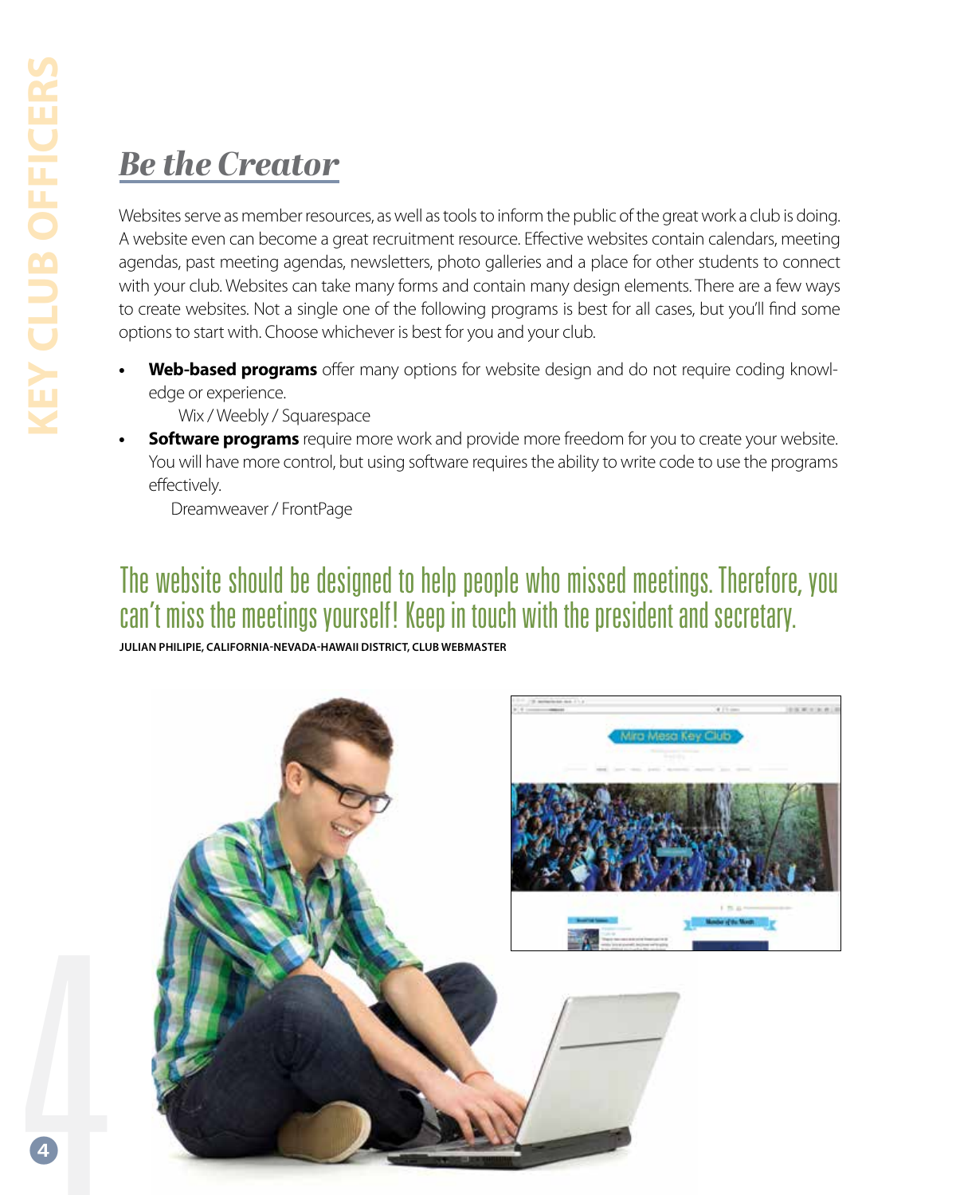## *Be the Creator*

Websites serve as member resources, as well as tools to inform the public of the great work a club is doing. A website even can become a great recruitment resource. Effective websites contain calendars, meeting agendas, past meeting agendas, newsletters, photo galleries and a place for other students to connect with your club. Websites can take many forms and contain many design elements. There are a few ways to create websites. Not a single one of the following programs is best for all cases, but you'll find some options to start with. Choose whichever is best for you and your club.

- **Web-based programs** offer many options for website design and do not require coding knowledge or experience.
  Wix / Weebly / Squarespace
- **Software programs** require more work and provide more freedom for you to create your website. You will have more control, but using software requires the ability to write code to use the programs effectively.
  Dreamweaver / FrontPage

> The website should be designed to help people who missed meetings. Therefore, you can't miss the meetings yourself! Keep in touch with the president and secretary.
>
> **JULIAN PHILIPIE, CALIFORNIA-NEVADA-HAWAII DISTRICT, CLUB WEBMASTER**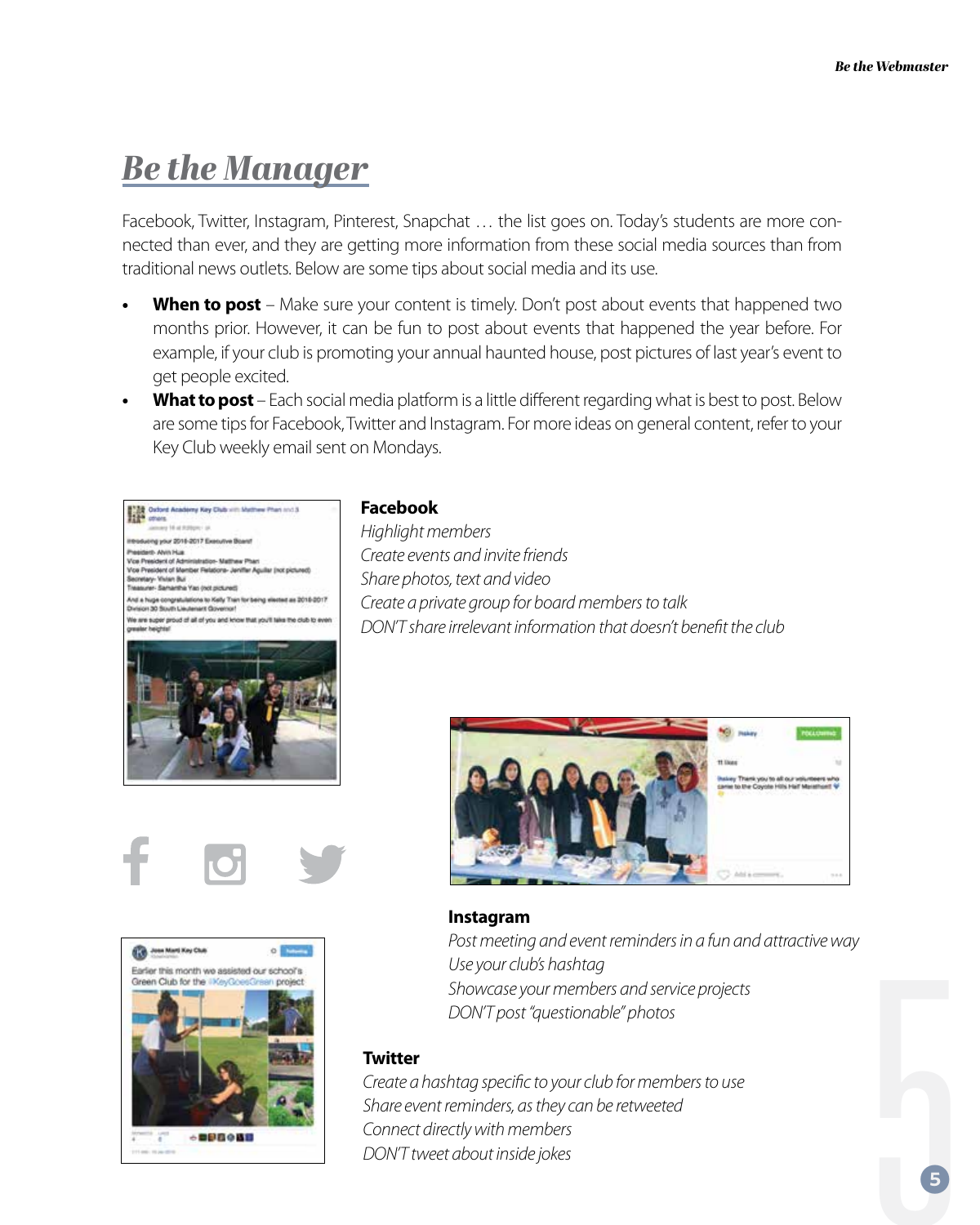# Be the Manager

Facebook, Twitter, Instagram, Pinterest, Snapchat … the list goes on. Today's students are more connected than ever, and they are getting more information from these social media sources than from traditional news outlets. Below are some tips about social media and its use.

- **When to post** – Make sure your content is timely. Don't post about events that happened two months prior. However, it can be fun to post about events that happened the year before. For example, if your club is promoting your annual haunted house, post pictures of last year's event to get people excited.
- **What to post** – Each social media platform is a little different regarding what is best to post. Below are some tips for Facebook, Twitter and Instagram. For more ideas on general content, refer to your Key Club weekly email sent on Mondays.

**Facebook**

*Highlight members*
*Create events and invite friends*
*Share photos, text and video*
*Create a private group for board members to talk*
*DON'T share irrelevant information that doesn't benefit the club*

**Instagram**

*Post meeting and event reminders in a fun and attractive way*
*Use your club's hashtag*
*Showcase your members and service projects*
*DON'T post "questionable" photos*

**Twitter**

*Create a hashtag specific to your club for members to use*
*Share event reminders, as they can be retweeted*
*Connect directly with members*
*DON'T tweet about inside jokes*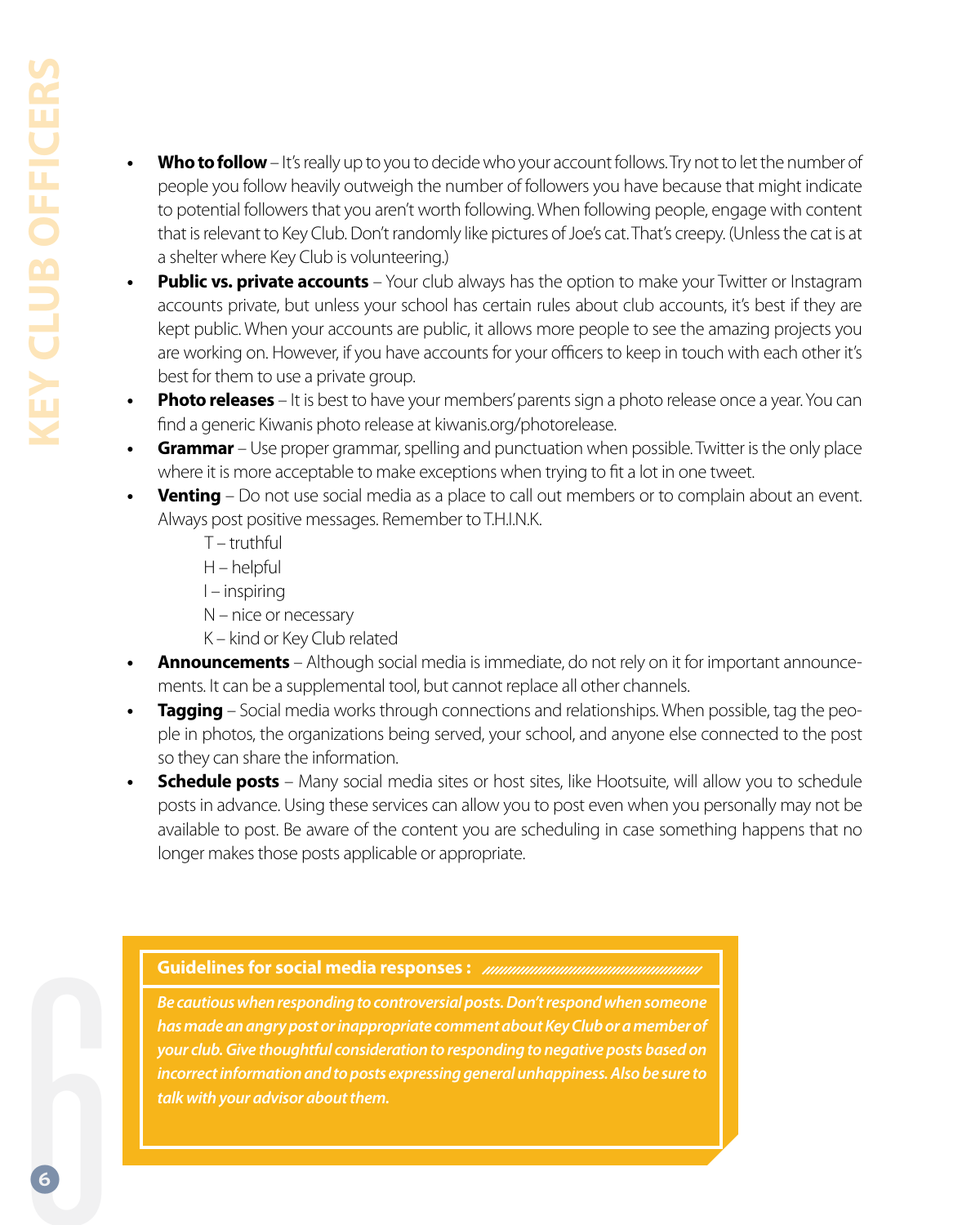- **Who to follow** – It's really up to you to decide who your account follows. Try not to let the number of people you follow heavily outweigh the number of followers you have because that might indicate to potential followers that you aren't worth following. When following people, engage with content that is relevant to Key Club. Don't randomly like pictures of Joe's cat. That's creepy. (Unless the cat is at a shelter where Key Club is volunteering.)
- **Public vs. private accounts** – Your club always has the option to make your Twitter or Instagram accounts private, but unless your school has certain rules about club accounts, it's best if they are kept public. When your accounts are public, it allows more people to see the amazing projects you are working on. However, if you have accounts for your officers to keep in touch with each other it's best for them to use a private group.
- **Photo releases** – It is best to have your members' parents sign a photo release once a year. You can find a generic Kiwanis photo release at kiwanis.org/photorelease.
- **Grammar** – Use proper grammar, spelling and punctuation when possible. Twitter is the only place where it is more acceptable to make exceptions when trying to fit a lot in one tweet.
- **Venting** – Do not use social media as a place to call out members or to complain about an event. Always post positive messages. Remember to T.H.I.N.K.
  - T – truthful
  - H – helpful
  - I – inspiring
  - N – nice or necessary
  - K – kind or Key Club related
- **Announcements** – Although social media is immediate, do not rely on it for important announcements. It can be a supplemental tool, but cannot replace all other channels.
- **Tagging** – Social media works through connections and relationships. When possible, tag the people in photos, the organizations being served, your school, and anyone else connected to the post so they can share the information.
- **Schedule posts** – Many social media sites or host sites, like Hootsuite, will allow you to schedule posts in advance. Using these services can allow you to post even when you personally may not be available to post. Be aware of the content you are scheduling in case something happens that no longer makes those posts applicable or appropriate.

**Guidelines for social media responses:**

***Be cautious when responding to controversial posts. Don't respond when someone has made an angry post or inappropriate comment about Key Club or a member of your club. Give thoughtful consideration to responding to negative posts based on incorrect information and to posts expressing general unhappiness. Also be sure to talk with your advisor about them.***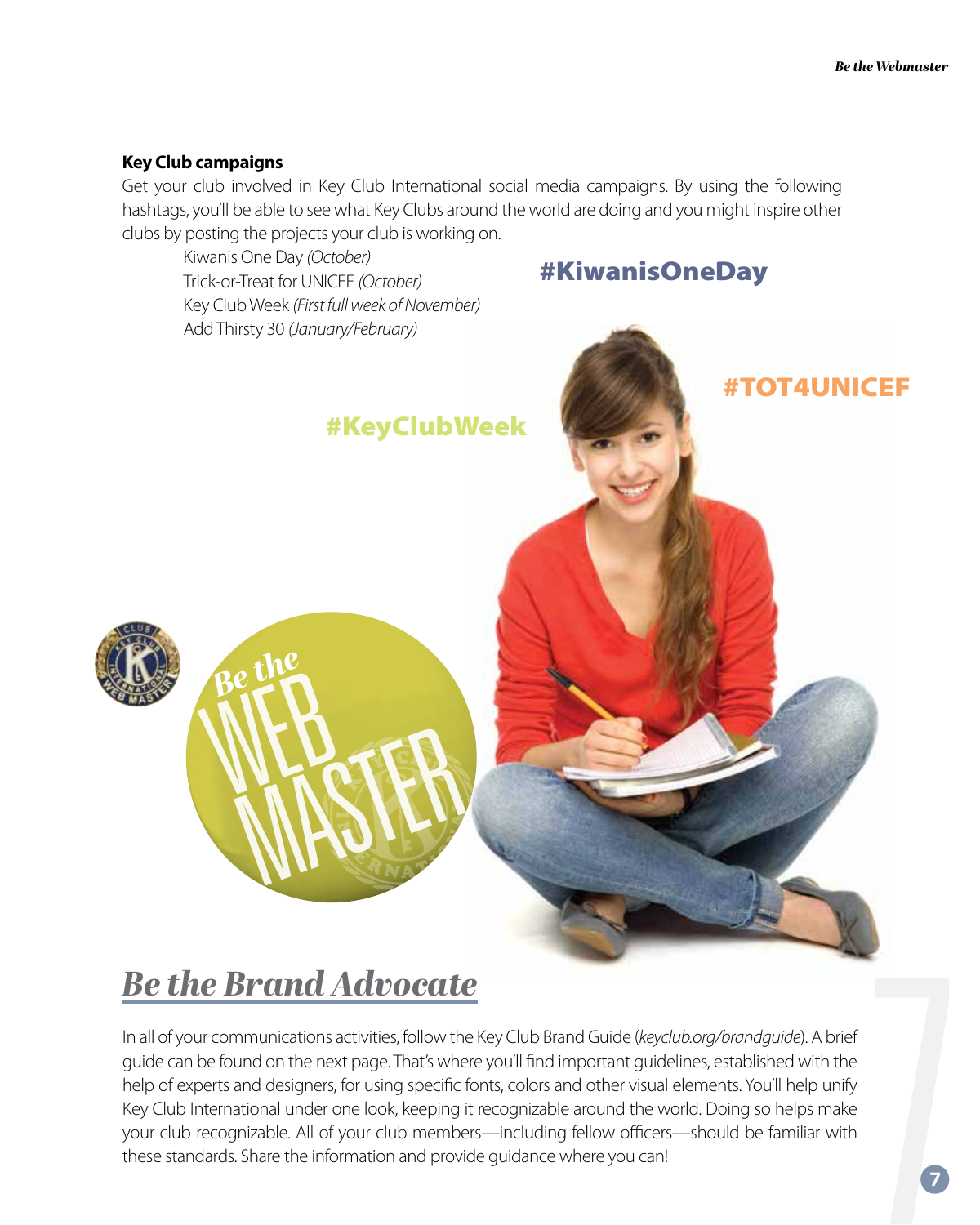**Key Club campaigns**

Get your club involved in Key Club International social media campaigns. By using the following hashtags, you'll be able to see what Key Clubs around the world are doing and you might inspire other clubs by posting the projects your club is working on.

Kiwanis One Day *(October)*
Trick-or-Treat for UNICEF *(October)*
Key Club Week *(First full week of November)*
Add Thirsty 30 *(January/February)*

#KiwanisOneDay

#TOT4UNICEF

#KeyClubWeek

Be the WEB MASTER

## *Be the Brand Advocate*

In all of your communications activities, follow the Key Club Brand Guide (*keyclub.org/brandguide*). A brief guide can be found on the next page. That's where you'll find important guidelines, established with the help of experts and designers, for using specific fonts, colors and other visual elements. You'll help unify Key Club International under one look, keeping it recognizable around the world. Doing so helps make your club recognizable. All of your club members—including fellow officers—should be familiar with these standards. Share the information and provide guidance where you can!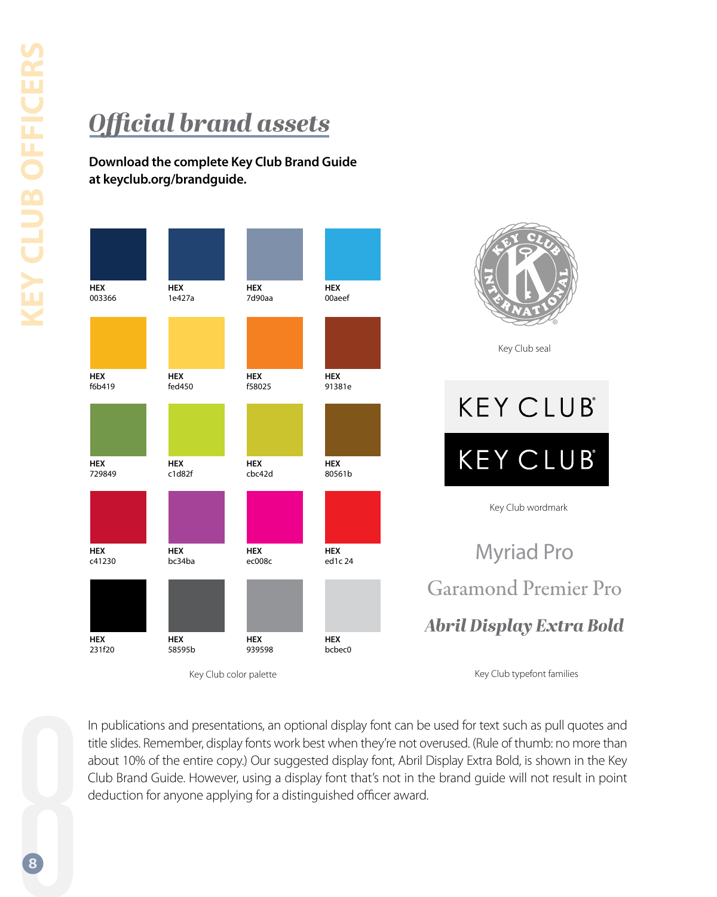## *Official brand assets*

**Download the complete Key Club Brand Guide at keyclub.org/brandguide.**

| | | | |
|---|---|---|---|
| **HEX** 003366 | **HEX** 1e427a | **HEX** 7d90aa | **HEX** 00aeef |
| **HEX** f6b419 | **HEX** fed450 | **HEX** f58025 | **HEX** 91381e |
| **HEX** 729849 | **HEX** c1d82f | **HEX** cbc42d | **HEX** 80561b |
| **HEX** c41230 | **HEX** bc34ba | **HEX** ec008c | **HEX** ed1c 24 |
| **HEX** 231f20 | **HEX** 58595b | **HEX** 939598 | **HEX** bcbec0 |

Key Club color palette

Key Club seal

KEY CLUB®

KEY CLUB®

Key Club wordmark

Myriad Pro

Garamond Premier Pro

***Abril Display Extra Bold***

Key Club typefont families

In publications and presentations, an optional display font can be used for text such as pull quotes and title slides. Remember, display fonts work best when they're not overused. (Rule of thumb: no more than about 10% of the entire copy.) Our suggested display font, Abril Display Extra Bold, is shown in the Key Club Brand Guide. However, using a display font that's not in the brand guide will not result in point deduction for anyone applying for a distinguished officer award.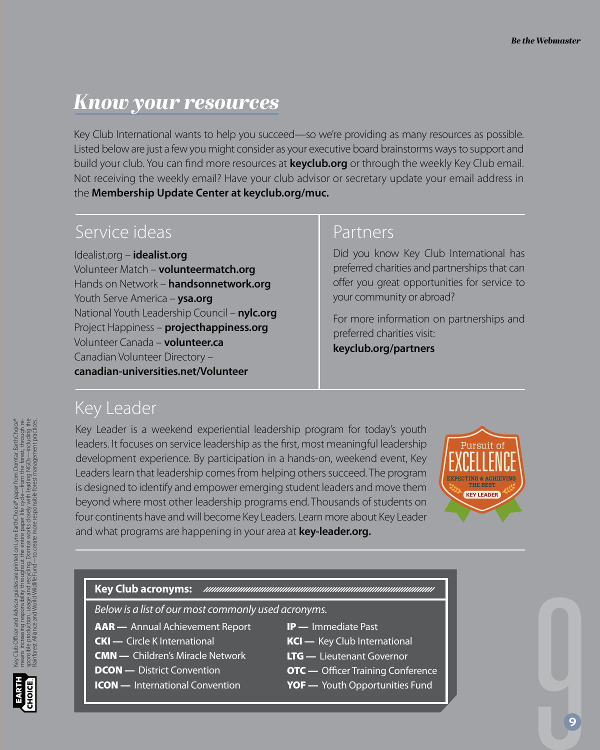## *Know your resources*

Key Club International wants to help you succeed—so we're providing as many resources as possible. Listed below are just a few you might consider as your executive board brainstorms ways to support and build your club. You can find more resources at **keyclub.org** or through the weekly Key Club email. Not receiving the weekly email? Have your club advisor or secretary update your email address in the **Membership Update Center at keyclub.org/muc.**

### Service ideas

Idealist.org – **idealist.org**
Volunteer Match – **volunteermatch.org**
Hands on Network – **handsonnetwork.org**
Youth Serve America – **ysa.org**
National Youth Leadership Council – **nylc.org**
Project Happiness – **projecthappiness.org**
Volunteer Canada – **volunteer.ca**
Canadian Volunteer Directory – **canadian-universities.net/Volunteer**

### Partners

Did you know Key Club International has preferred charities and partnerships that can offer you great opportunities for service to your community or abroad?

For more information on partnerships and preferred charities visit: **keyclub.org/partners**

### Key Leader

Key Leader is a weekend experiential leadership program for today's youth leaders. It focuses on service leadership as the first, most meaningful leadership development experience. By participation in a hands-on, weekend event, Key Leaders learn that leadership comes from helping others succeed. The program is designed to identify and empower emerging student leaders and move them beyond where most other leadership programs end. Thousands of students on four continents have and will become Key Leaders. Learn more about Key Leader and what programs are happening in your area at **key-leader.org.**

Pursuit of EXCELLENCE — EXPECTING & ACHIEVING THE BEST — KEY LEADER

### Key Club acronyms:

*Below is a list of our most commonly used acronyms.*

- **AAR —** Annual Achievement Report
- **CKI —** Circle K International
- **CMN —** Children's Miracle Network
- **DCON —** District Convention
- **ICON —** International Convention
- **IP —** Immediate Past
- **KCI —** Key Club International
- **LTG —** Lieutenant Governor
- **OTC —** Officer Training Conference
- **YOF —** Youth Opportunities Fund

Key Club Officer and Advisor guides are printed on Lynx EarthChoice® paper from Domtar. EarthChoice® means increasing responsibility throughout the entire paper life cycle—from the forest, through responsible production, usage and recycling. Domtar works closely with leading NGOs—including the Rainforest Alliance and World Wildlife Fund—to create more responsible forest management practices.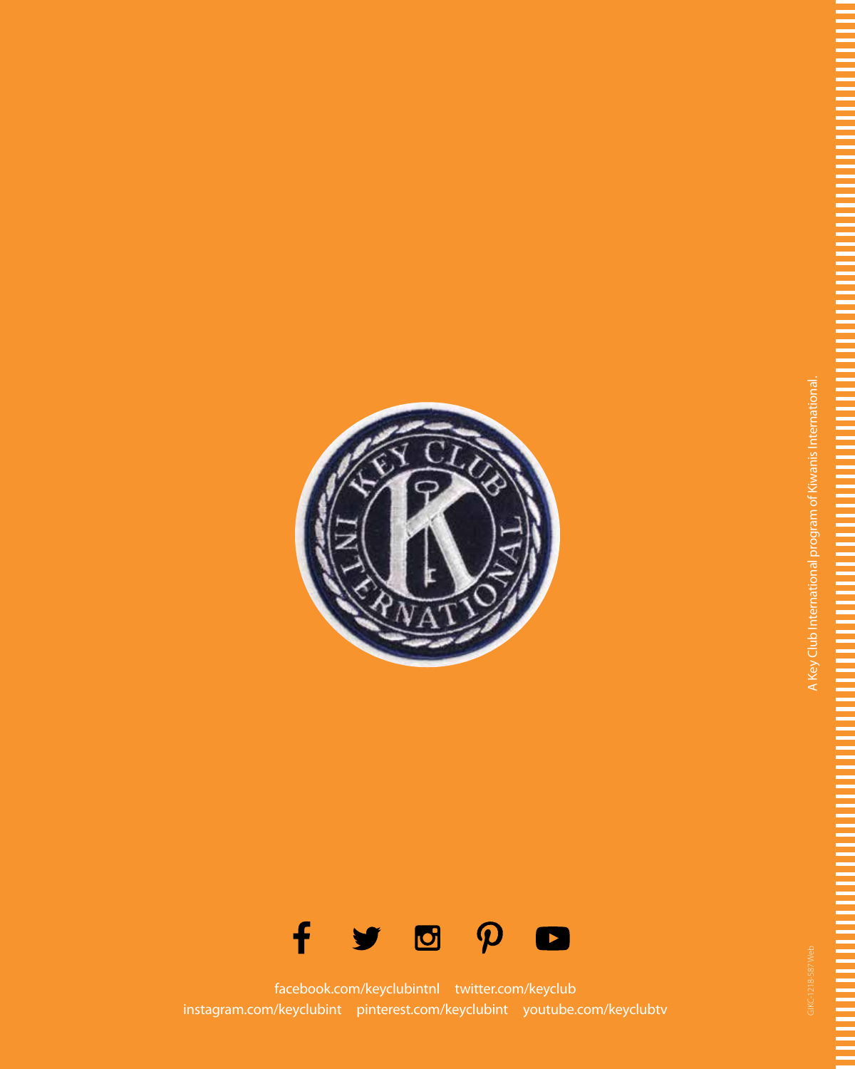facebook.com/keyclubintnl twitter.com/keyclub
instagram.com/keyclubint pinterest.com/keyclubint youtube.com/keyclubtv

A Key Club International program of Kiwanis International.

GIKC-1218-587 Web